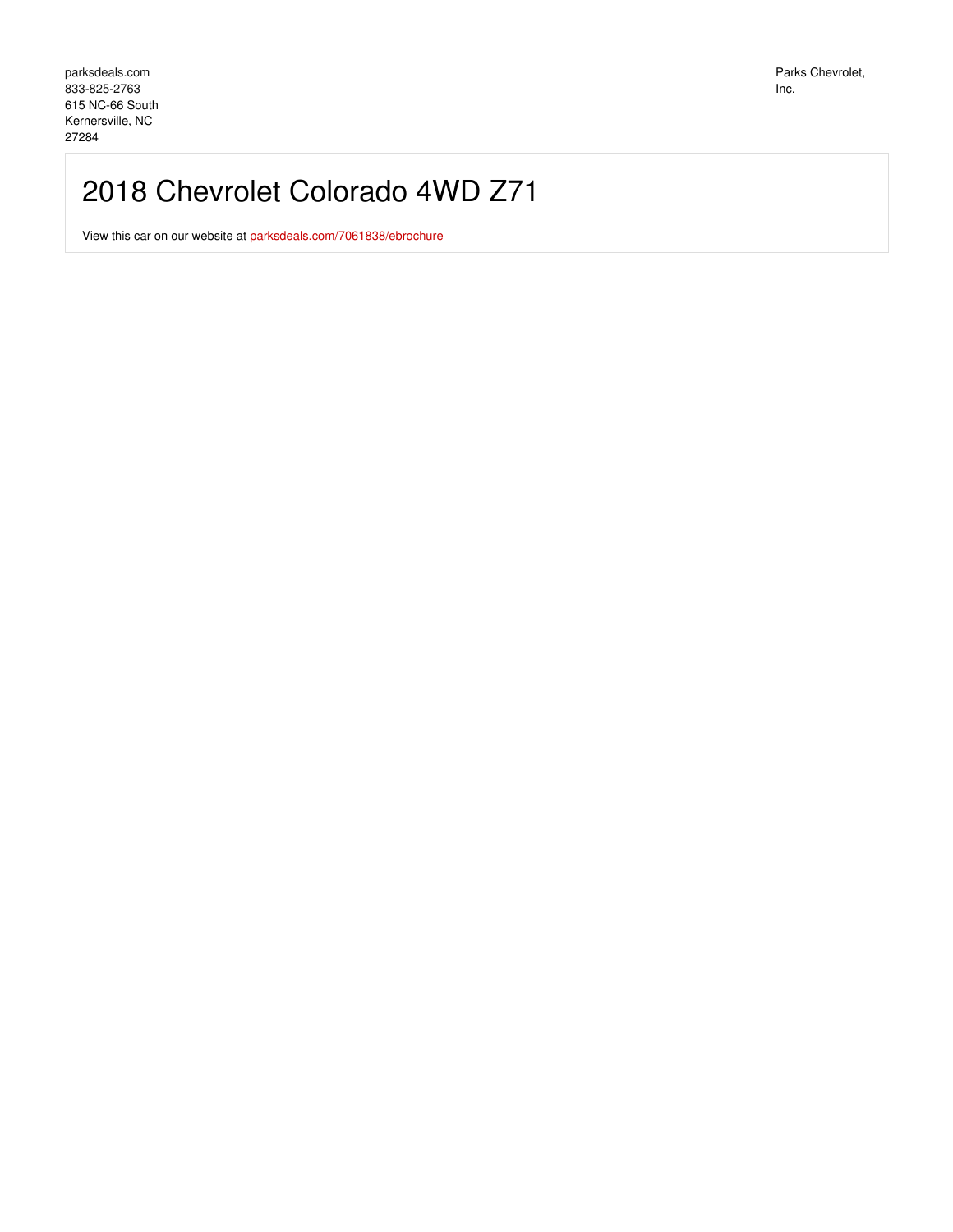parksdeals.com
833-825-2763
615 NC-66 South
Kernersville, NC
27284

Parks Chevrolet, Inc.

# 2018 Chevrolet Colorado 4WD Z71

View this car on our website at parksdeals.com/7061838/ebrochure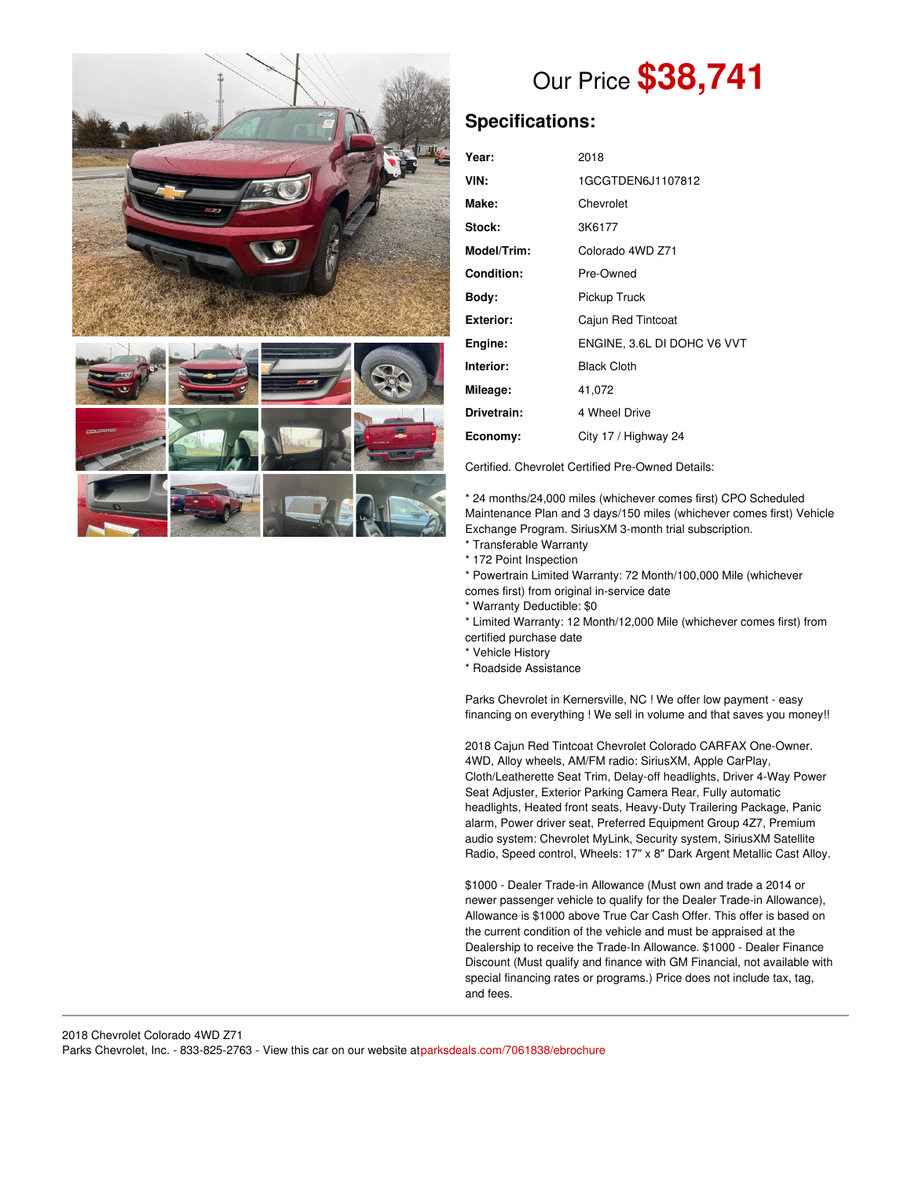# Our Price $38,741

## Specifications:

| | |
|---|---|
| **Year:** | 2018 |
| **VIN:** | 1GCGTDEN6J1107812 |
| **Make:** | Chevrolet |
| **Stock:** | 3K6177 |
| **Model/Trim:** | Colorado 4WD Z71 |
| **Condition:** | Pre-Owned |
| **Body:** | Pickup Truck |
| **Exterior:** | Cajun Red Tintcoat |
| **Engine:** | ENGINE, 3.6L DI DOHC V6 VVT |
| **Interior:** | Black Cloth |
| **Mileage:** | 41,072 |
| **Drivetrain:** | 4 Wheel Drive |
| **Economy:** | City 17 / Highway 24 |

Certified. Chevrolet Certified Pre-Owned Details:

* 24 months/24,000 miles (whichever comes first) CPO Scheduled Maintenance Plan and 3 days/150 miles (whichever comes first) Vehicle Exchange Program. SiriusXM 3-month trial subscription.
* Transferable Warranty
* 172 Point Inspection
* Powertrain Limited Warranty: 72 Month/100,000 Mile (whichever comes first) from original in-service date
* Warranty Deductible: $0
* Limited Warranty: 12 Month/12,000 Mile (whichever comes first) from certified purchase date
* Vehicle History
* Roadside Assistance

Parks Chevrolet in Kernersville, NC ! We offer low payment - easy financing on everything ! We sell in volume and that saves you money!!

2018 Cajun Red Tintcoat Chevrolet Colorado CARFAX One-Owner. 4WD, Alloy wheels, AM/FM radio: SiriusXM, Apple CarPlay, Cloth/Leatherette Seat Trim, Delay-off headlights, Driver 4-Way Power Seat Adjuster, Exterior Parking Camera Rear, Fully automatic headlights, Heated front seats, Heavy-Duty Trailering Package, Panic alarm, Power driver seat, Preferred Equipment Group 4Z7, Premium audio system: Chevrolet MyLink, Security system, SiriusXM Satellite Radio, Speed control, Wheels: 17" x 8" Dark Argent Metallic Cast Alloy.

$1000 - Dealer Trade-in Allowance (Must own and trade a 2014 or newer passenger vehicle to qualify for the Dealer Trade-in Allowance), Allowance is $1000 above True Car Cash Offer. This offer is based on the current condition of the vehicle and must be appraised at the Dealership to receive the Trade-In Allowance. $1000 - Dealer Finance Discount (Must qualify and finance with GM Financial, not available with special financing rates or programs.) Price does not include tax, tag, and fees.

---

2018 Chevrolet Colorado 4WD Z71
Parks Chevrolet, Inc. - 833-825-2763 - View this car on our website atparksdeals.com/7061838/ebrochure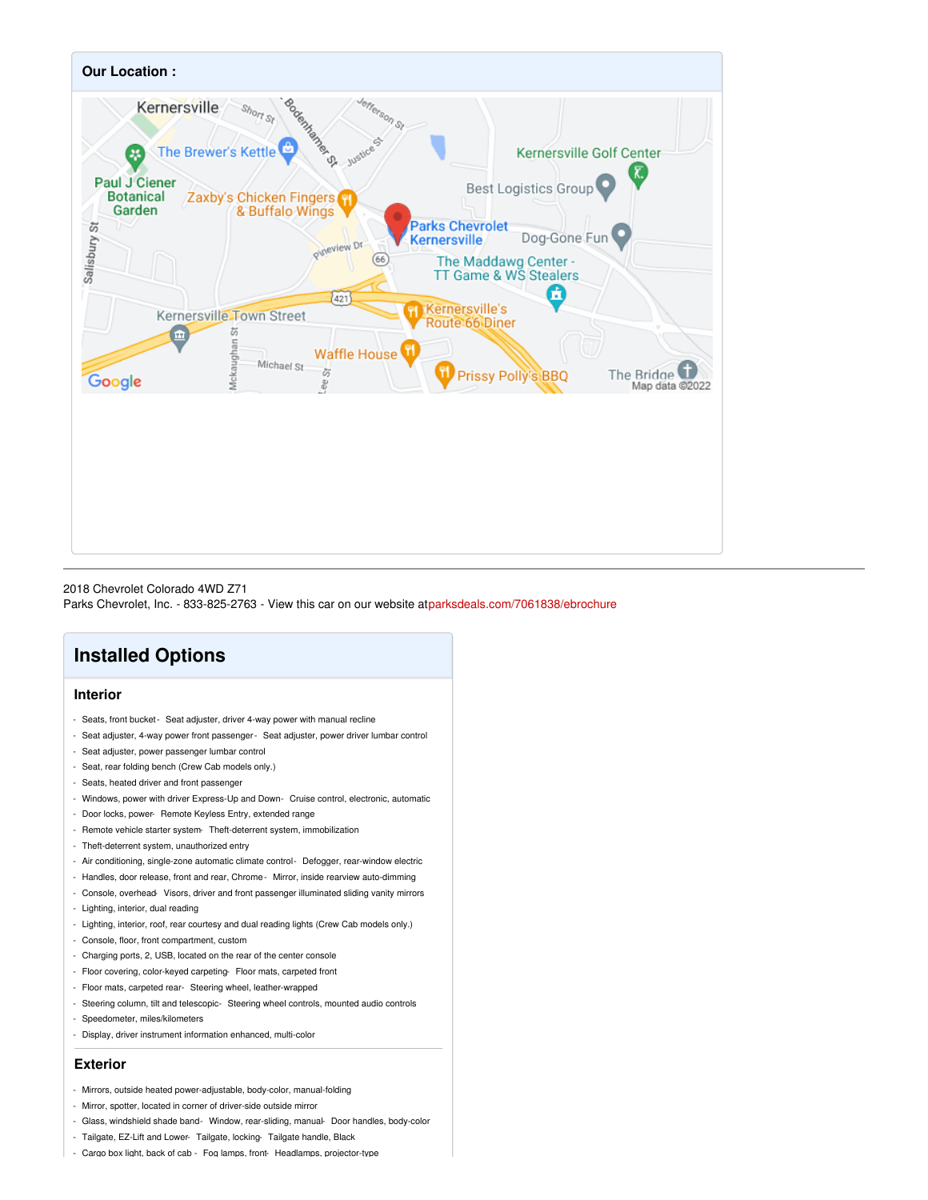## Our Location :

2018 Chevrolet Colorado 4WD Z71
Parks Chevrolet, Inc. - 833-825-2763 - View this car on our website at parksdeals.com/7061838/ebrochure

# Installed Options

## Interior

- Seats, front bucket
- Seat adjuster, driver 4-way power with manual recline
- Seat adjuster, 4-way power front passenger
- Seat adjuster, power driver lumbar control
- Seat adjuster, power passenger lumbar control
- Seat, rear folding bench (Crew Cab models only.)
- Seats, heated driver and front passenger
- Windows, power with driver Express-Up and Down
- Cruise control, electronic, automatic
- Door locks, power
- Remote Keyless Entry, extended range
- Remote vehicle starter system
- Theft-deterrent system, immobilization
- Theft-deterrent system, unauthorized entry
- Air conditioning, single-zone automatic climate control
- Defogger, rear-window electric
- Handles, door release, front and rear, Chrome
- Mirror, inside rearview auto-dimming
- Console, overhead
- Visors, driver and front passenger illuminated sliding vanity mirrors
- Lighting, interior, dual reading
- Lighting, interior, roof, rear courtesy and dual reading lights (Crew Cab models only.)
- Console, floor, front compartment, custom
- Charging ports, 2, USB, located on the rear of the center console
- Floor covering, color-keyed carpeting
- Floor mats, carpeted front
- Floor mats, carpeted rear
- Steering wheel, leather-wrapped
- Steering column, tilt and telescopic
- Steering wheel controls, mounted audio controls
- Speedometer, miles/kilometers
- Display, driver instrument information enhanced, multi-color

## Exterior

- Mirrors, outside heated power-adjustable, body-color, manual-folding
- Mirror, spotter, located in corner of driver-side outside mirror
- Glass, windshield shade band
- Window, rear-sliding, manual
- Door handles, body-color
- Tailgate, EZ-Lift and Lower
- Tailgate, locking
- Tailgate handle, Black
- Cargo box light, back of cab
- Fog lamps, front
- Headlamps, projector-type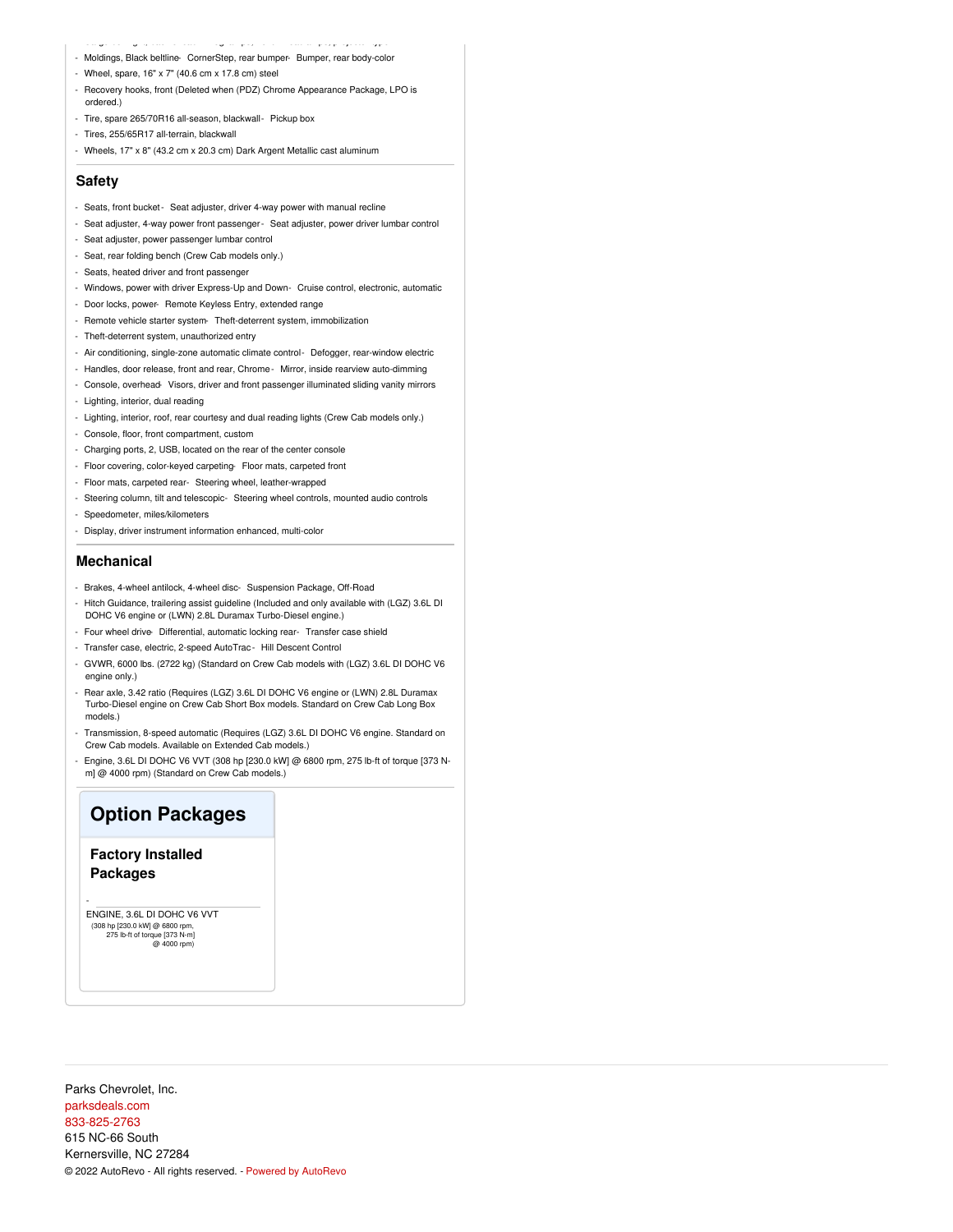- Moldings, Black beltline - CornerStep, rear bumper - Bumper, rear body-color
- Wheel, spare, 16" x 7" (40.6 cm x 17.8 cm) steel
- Recovery hooks, front (Deleted when (PDZ) Chrome Appearance Package, LPO is ordered.)
- Tire, spare 265/70R16 all-season, blackwall - Pickup box
- Tires, 255/65R17 all-terrain, blackwall
- Wheels, 17" x 8" (43.2 cm x 20.3 cm) Dark Argent Metallic cast aluminum

## Safety

- Seats, front bucket - Seat adjuster, driver 4-way power with manual recline
- Seat adjuster, 4-way power front passenger - Seat adjuster, power driver lumbar control
- Seat adjuster, power passenger lumbar control
- Seat, rear folding bench (Crew Cab models only.)
- Seats, heated driver and front passenger
- Windows, power with driver Express-Up and Down - Cruise control, electronic, automatic
- Door locks, power - Remote Keyless Entry, extended range
- Remote vehicle starter system - Theft-deterrent system, immobilization
- Theft-deterrent system, unauthorized entry
- Air conditioning, single-zone automatic climate control - Defogger, rear-window electric
- Handles, door release, front and rear, Chrome - Mirror, inside rearview auto-dimming
- Console, overhead - Visors, driver and front passenger illuminated sliding vanity mirrors
- Lighting, interior, dual reading
- Lighting, interior, roof, rear courtesy and dual reading lights (Crew Cab models only.)
- Console, floor, front compartment, custom
- Charging ports, 2, USB, located on the rear of the center console
- Floor covering, color-keyed carpeting - Floor mats, carpeted front
- Floor mats, carpeted rear - Steering wheel, leather-wrapped
- Steering column, tilt and telescopic - Steering wheel controls, mounted audio controls
- Speedometer, miles/kilometers
- Display, driver instrument information enhanced, multi-color

## Mechanical

- Brakes, 4-wheel antilock, 4-wheel disc - Suspension Package, Off-Road
- Hitch Guidance, trailering assist guideline (Included and only available with (LGZ) 3.6L DI DOHC V6 engine or (LWN) 2.8L Duramax Turbo-Diesel engine.)
- Four wheel drive - Differential, automatic locking rear - Transfer case shield
- Transfer case, electric, 2-speed AutoTrac - Hill Descent Control
- GVWR, 6000 lbs. (2722 kg) (Standard on Crew Cab models with (LGZ) 3.6L DI DOHC V6 engine only.)
- Rear axle, 3.42 ratio (Requires (LGZ) 3.6L DI DOHC V6 engine or (LWN) 2.8L Duramax Turbo-Diesel engine on Crew Cab Short Box models. Standard on Crew Cab Long Box models.)
- Transmission, 8-speed automatic (Requires (LGZ) 3.6L DI DOHC V6 engine. Standard on Crew Cab models. Available on Extended Cab models.)
- Engine, 3.6L DI DOHC V6 VVT (308 hp [230.0 kW] @ 6800 rpm, 275 lb-ft of torque [373 N-m] @ 4000 rpm) (Standard on Crew Cab models.)

# Option Packages

### Factory Installed Packages

-

ENGINE, 3.6L DI DOHC V6 VVT
(308 hp [230.0 kW] @ 6800 rpm, 275 lb-ft of torque [373 N-m] @ 4000 rpm)

Parks Chevrolet, Inc.
parksdeals.com
833-825-2763
615 NC-66 South
Kernersville, NC 27284
© 2022 AutoRevo - All rights reserved. - Powered by AutoRevo